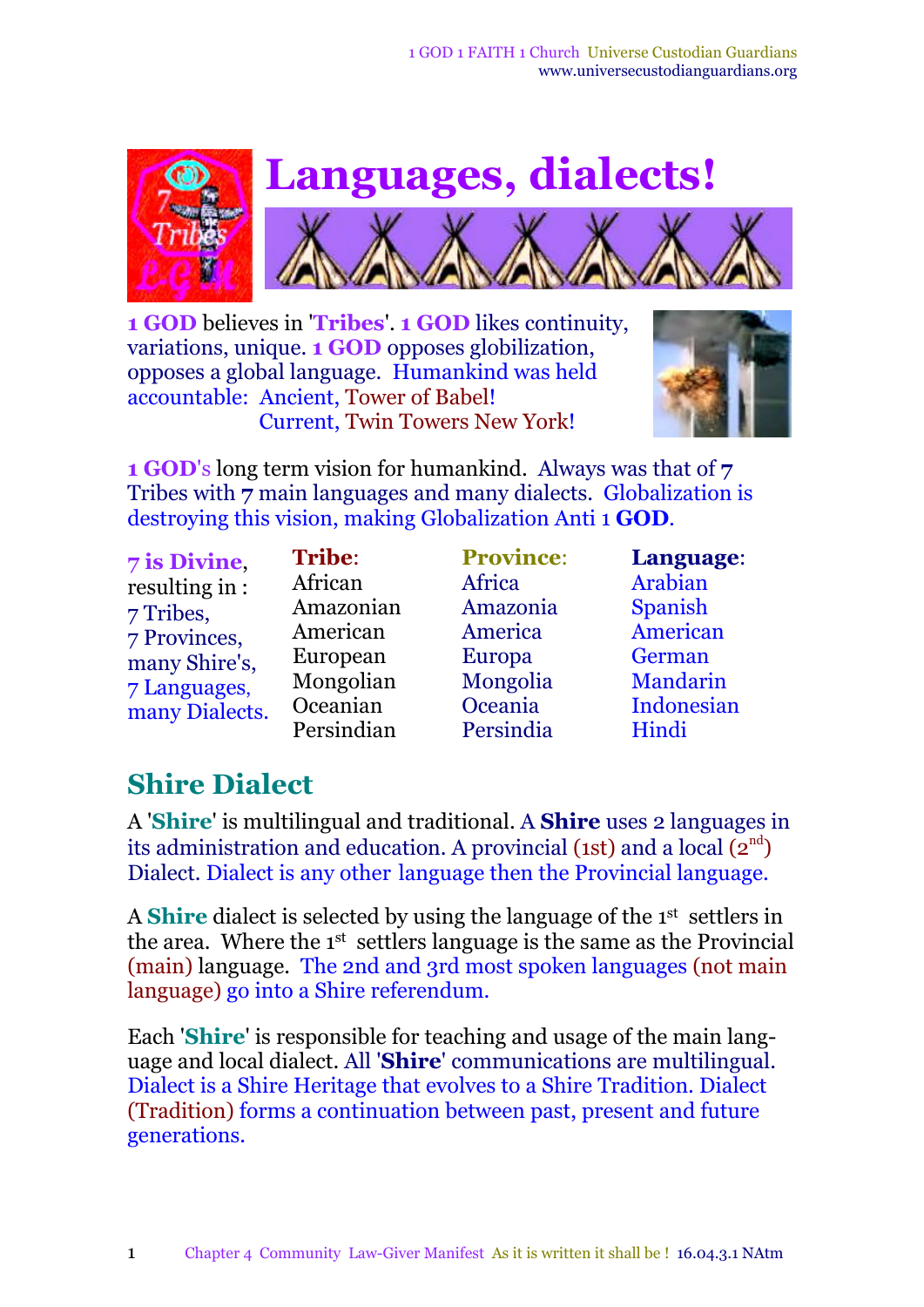# Languages, dialects!

**1 GOD** believes in '**Tribes**'. **1 GOD** likes continuity, variations, unique. **1 GOD** opposes globilization, opposes a global language. Humankind was held accountable: Ancient, Tower of Babel!
Current, Twin Towers New York!

**1 GOD**'s long term vision for humankind. Always was that of **7** Tribes with **7** main languages and many dialects. Globalization is destroying this vision, making Globalization Anti 1 **GOD**.

**7 is Divine**, resulting in :
7 Tribes,
7 Provinces,
many Shire's,
7 Languages,
many Dialects.

| **Tribe**: | **Province**: | **Language**: |
|---|---|---|
| African | Africa | Arabian |
| Amazonian | Amazonia | Spanish |
| American | America | American |
| European | Europa | German |
| Mongolian | Mongolia | Mandarin |
| Oceanian | Oceania | Indonesian |
| Persindian | Persindia | Hindi |

## Shire Dialect

A '**Shire**' is multilingual and traditional. A **Shire** uses 2 languages in its administration and education. A provincial (1st) and a local (2nd) Dialect. Dialect is any other language then the Provincial language.

A **Shire** dialect is selected by using the language of the 1st settlers in the area. Where the 1st settlers language is the same as the Provincial (main) language. The 2nd and 3rd most spoken languages (not main language) go into a Shire referendum.

Each '**Shire**' is responsible for teaching and usage of the main language and local dialect. All '**Shire**' communications are multilingual. Dialect is a Shire Heritage that evolves to a Shire Tradition. Dialect (Tradition) forms a continuation between past, present and future generations.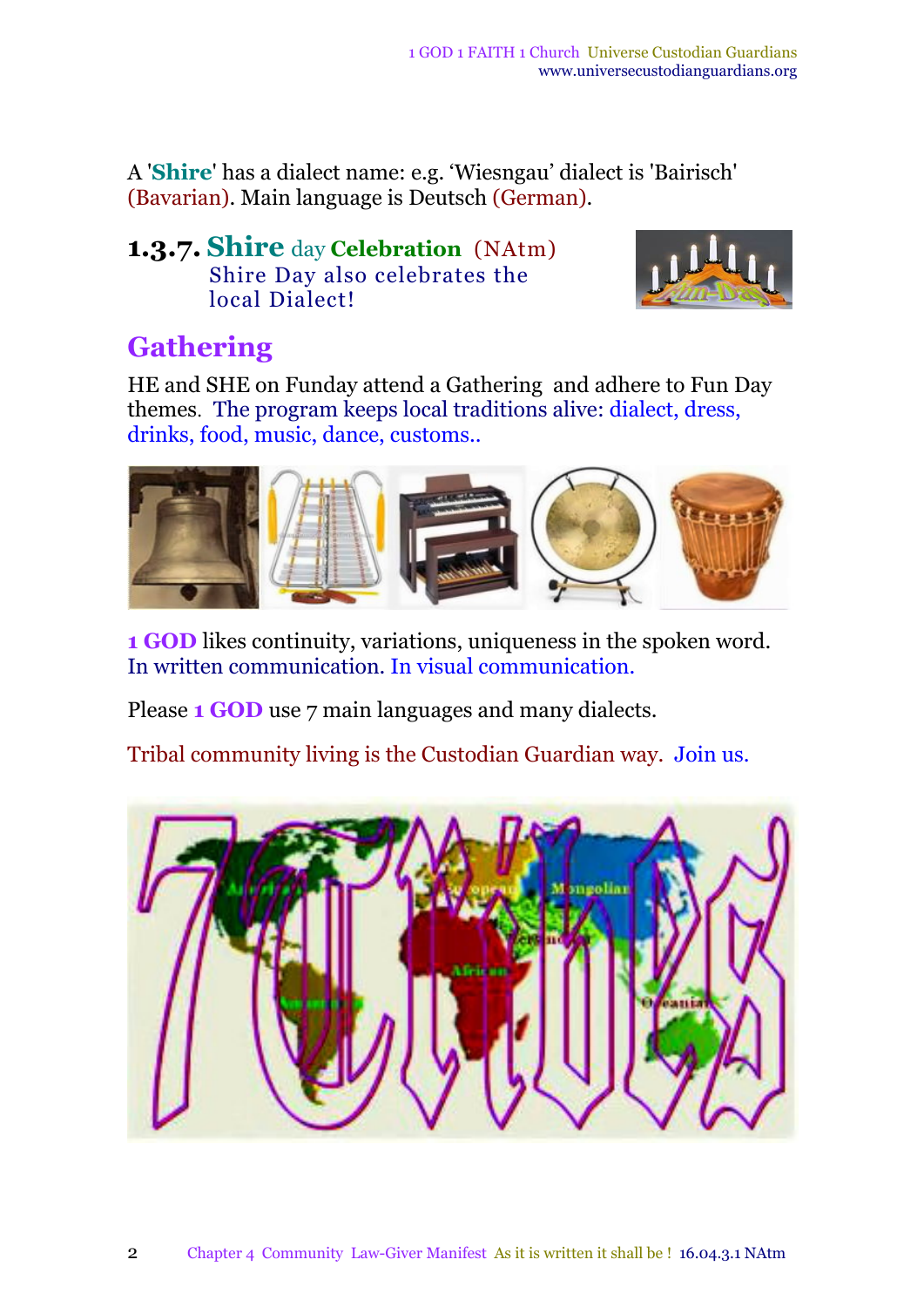A 'Shire' has a dialect name: e.g. 'Wiesngau' dialect is 'Bairisch' (Bavarian). Main language is Deutsch (German).

### 1.3.7. Shire day Celebration (NAtm)

Shire Day also celebrates the local Dialect!

## Gathering

HE and SHE on Funday attend a Gathering and adhere to Fun Day themes. The program keeps local traditions alive: dialect, dress, drinks, food, music, dance, customs..

**1 GOD** likes continuity, variations, uniqueness in the spoken word. In written communication. In visual communication.

Please **1 GOD** use 7 main languages and many dialects.

Tribal community living is the Custodian Guardian way. Join us.